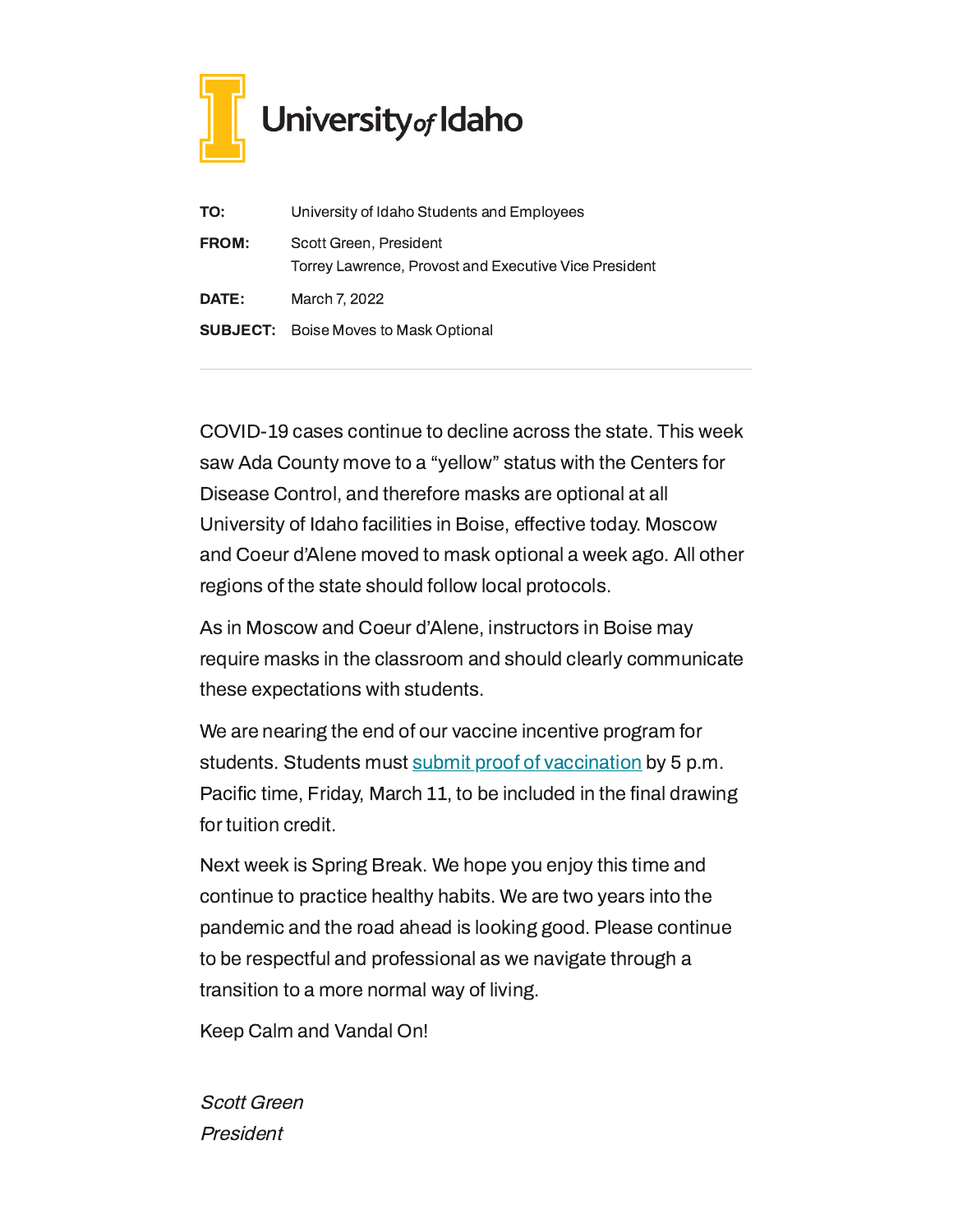University of Idaho

| | |
|---|---|
| **TO:** | University of Idaho Students and Employees |
| **FROM:** | Scott Green, President<br>Torrey Lawrence, Provost and Executive Vice President |
| **DATE:** | March 7, 2022 |
| **SUBJECT:** | Boise Moves to Mask Optional |

---

COVID-19 cases continue to decline across the state. This week saw Ada County move to a "yellow" status with the Centers for Disease Control, and therefore masks are optional at all University of Idaho facilities in Boise, effective today. Moscow and Coeur d'Alene moved to mask optional a week ago. All other regions of the state should follow local protocols.

As in Moscow and Coeur d'Alene, instructors in Boise may require masks in the classroom and should clearly communicate these expectations with students.

We are nearing the end of our vaccine incentive program for students. Students must submit proof of vaccination by 5 p.m. Pacific time, Friday, March 11, to be included in the final drawing for tuition credit.

Next week is Spring Break. We hope you enjoy this time and continue to practice healthy habits. We are two years into the pandemic and the road ahead is looking good. Please continue to be respectful and professional as we navigate through a transition to a more normal way of living.

Keep Calm and Vandal On!

*Scott Green*
*President*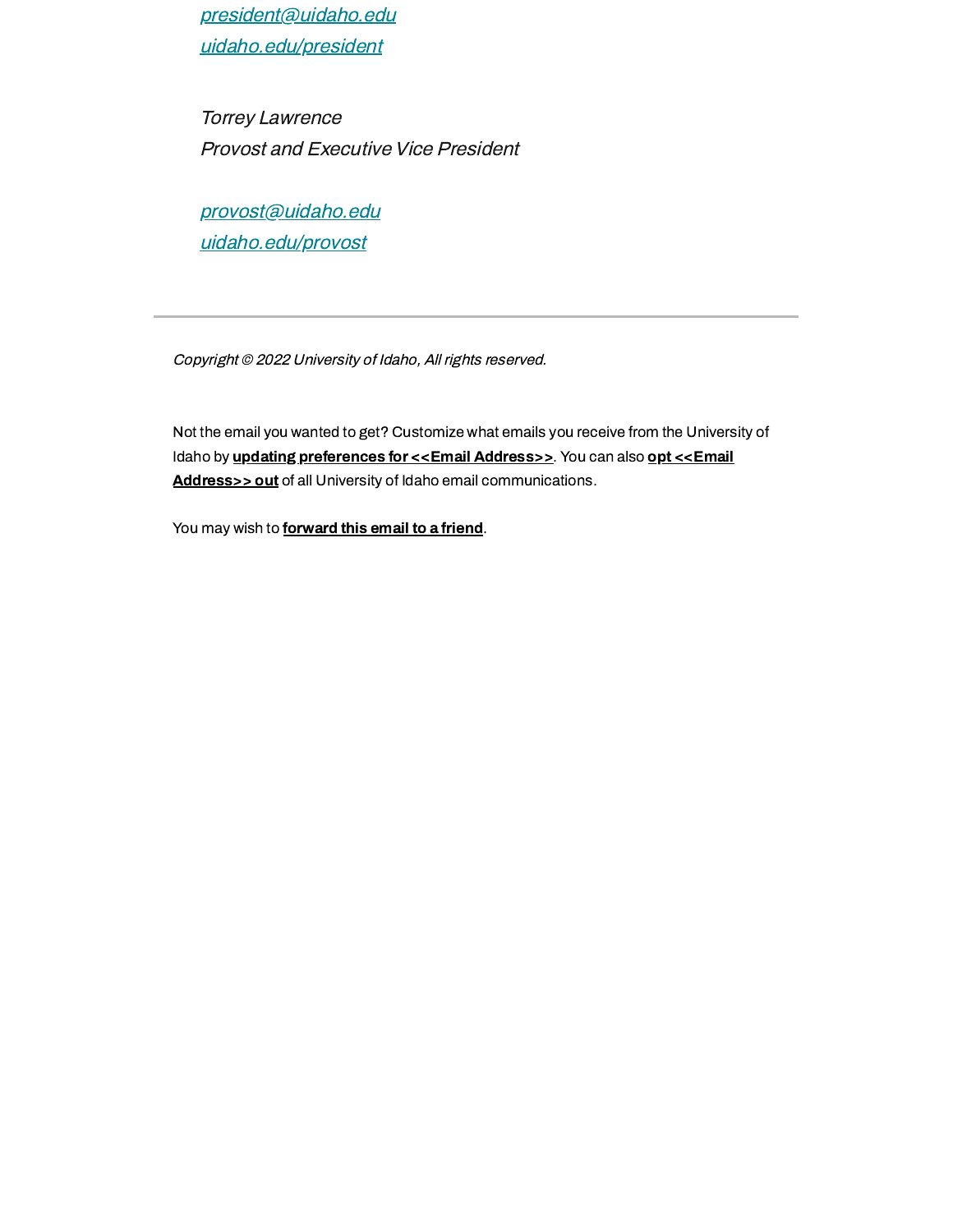*[president@uidaho.edu](mailto:president@uidaho.edu)*
*[uidaho.edu/president](https://uidaho.edu/president)*

*Torrey Lawrence*
*Provost and Executive Vice President*

*[provost@uidaho.edu](mailto:provost@uidaho.edu)*
*[uidaho.edu/provost](https://uidaho.edu/provost)*

---

*Copyright © 2022 University of Idaho, All rights reserved.*

Not the email you wanted to get? Customize what emails you receive from the University of Idaho by **updating preferences for <<Email Address>>**. You can also **opt <<Email Address>> out** of all University of Idaho email communications.

You may wish to **forward this email to a friend**.